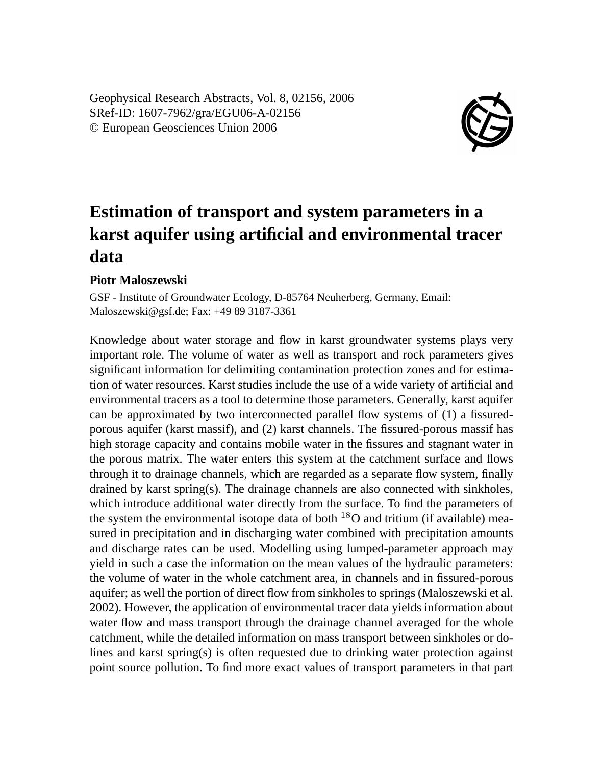Geophysical Research Abstracts, Vol. 8, 02156, 2006
SRef-ID: 1607-7962/gra/EGU06-A-02156
© European Geosciences Union 2006

# Estimation of transport and system parameters in a karst aquifer using artificial and environmental tracer data

**Piotr Maloszewski**

GSF - Institute of Groundwater Ecology, D-85764 Neuherberg, Germany, Email: Maloszewski@gsf.de; Fax: +49 89 3187-3361

Knowledge about water storage and flow in karst groundwater systems plays very important role. The volume of water as well as transport and rock parameters gives significant information for delimiting contamination protection zones and for estimation of water resources. Karst studies include the use of a wide variety of artificial and environmental tracers as a tool to determine those parameters. Generally, karst aquifer can be approximated by two interconnected parallel flow systems of (1) a fissured-porous aquifer (karst massif), and (2) karst channels. The fissured-porous massif has high storage capacity and contains mobile water in the fissures and stagnant water in the porous matrix. The water enters this system at the catchment surface and flows through it to drainage channels, which are regarded as a separate flow system, finally drained by karst spring(s). The drainage channels are also connected with sinkholes, which introduce additional water directly from the surface. To find the parameters of the system the environmental isotope data of both $^{18}$O and tritium (if available) measured in precipitation and in discharging water combined with precipitation amounts and discharge rates can be used. Modelling using lumped-parameter approach may yield in such a case the information on the mean values of the hydraulic parameters: the volume of water in the whole catchment area, in channels and in fissured-porous aquifer; as well the portion of direct flow from sinkholes to springs (Maloszewski et al. 2002). However, the application of environmental tracer data yields information about water flow and mass transport through the drainage channel averaged for the whole catchment, while the detailed information on mass transport between sinkholes or dolines and karst spring(s) is often requested due to drinking water protection against point source pollution. To find more exact values of transport parameters in that part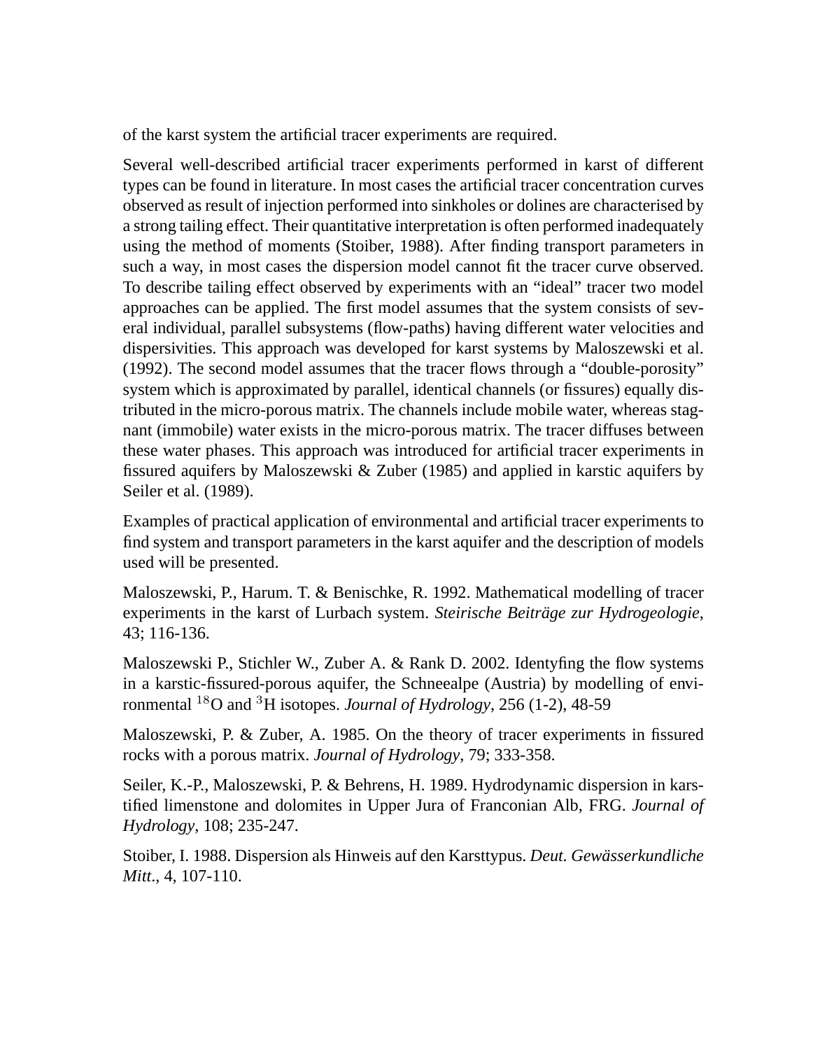of the karst system the artificial tracer experiments are required.

Several well-described artificial tracer experiments performed in karst of different types can be found in literature. In most cases the artificial tracer concentration curves observed as result of injection performed into sinkholes or dolines are characterised by a strong tailing effect. Their quantitative interpretation is often performed inadequately using the method of moments (Stoiber, 1988). After finding transport parameters in such a way, in most cases the dispersion model cannot fit the tracer curve observed. To describe tailing effect observed by experiments with an "ideal" tracer two model approaches can be applied. The first model assumes that the system consists of several individual, parallel subsystems (flow-paths) having different water velocities and dispersivities. This approach was developed for karst systems by Maloszewski et al. (1992). The second model assumes that the tracer flows through a "double-porosity" system which is approximated by parallel, identical channels (or fissures) equally distributed in the micro-porous matrix. The channels include mobile water, whereas stagnant (immobile) water exists in the micro-porous matrix. The tracer diffuses between these water phases. This approach was introduced for artificial tracer experiments in fissured aquifers by Maloszewski & Zuber (1985) and applied in karstic aquifers by Seiler et al. (1989).

Examples of practical application of environmental and artificial tracer experiments to find system and transport parameters in the karst aquifer and the description of models used will be presented.

Maloszewski, P., Harum. T. & Benischke, R. 1992. Mathematical modelling of tracer experiments in the karst of Lurbach system. *Steirische Beiträge zur Hydrogeologie*, 43; 116-136.

Maloszewski P., Stichler W., Zuber A. & Rank D. 2002. Identyfing the flow systems in a karstic-fissured-porous aquifer, the Schneealpe (Austria) by modelling of environmental $^{18}$O and $^{3}$H isotopes. *Journal of Hydrology*, 256 (1-2), 48-59

Maloszewski, P. & Zuber, A. 1985. On the theory of tracer experiments in fissured rocks with a porous matrix. *Journal of Hydrology*, 79; 333-358.

Seiler, K.-P., Maloszewski, P. & Behrens, H. 1989. Hydrodynamic dispersion in karstified limenstone and dolomites in Upper Jura of Franconian Alb, FRG. *Journal of Hydrology*, 108; 235-247.

Stoiber, I. 1988. Dispersion als Hinweis auf den Karsttypus. *Deut. Gewässerkundliche Mitt.*, 4, 107-110.